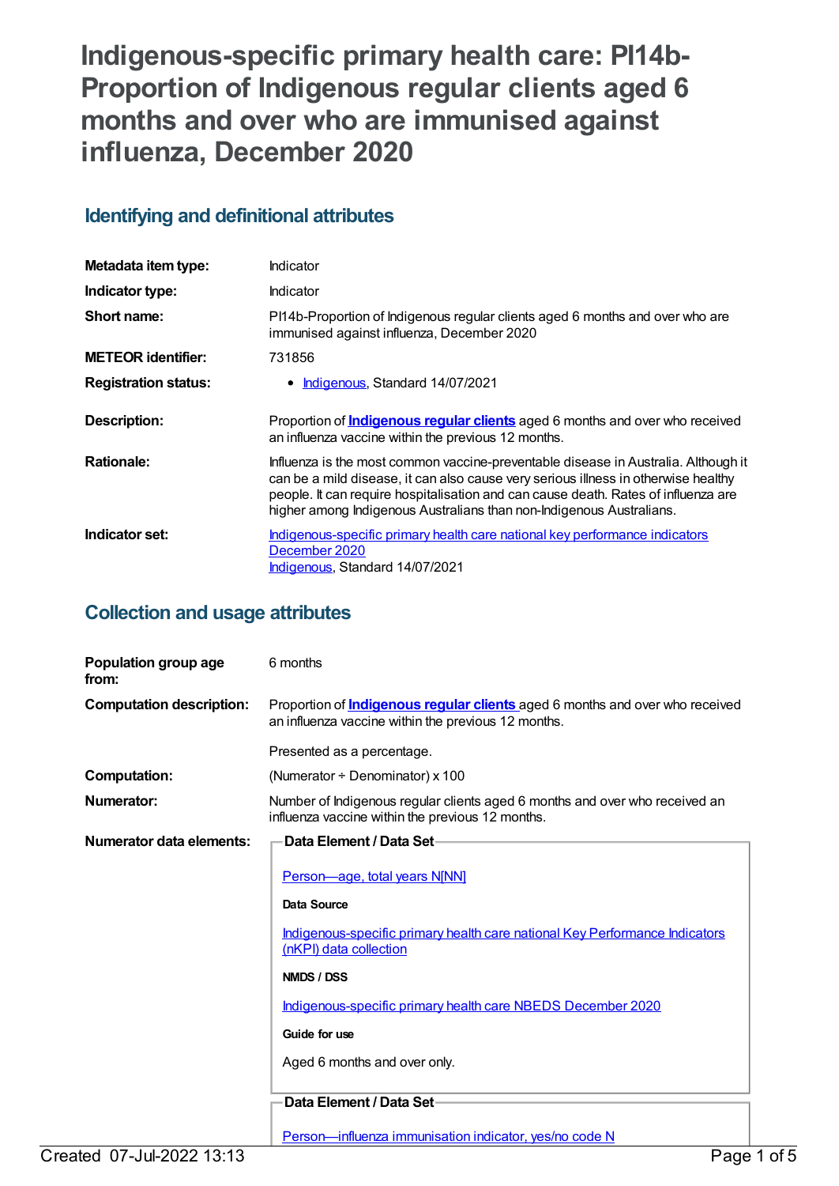# Indigenous-specific primary health care: PI14b-Proportion of Indigenous regular clients aged 6 months and over who are immunised against influenza, December 2020

## Identifying and definitional attributes

| | |
|---|---|
| **Metadata item type:** | Indicator |
| **Indicator type:** | Indicator |
| **Short name:** | PI14b-Proportion of Indigenous regular clients aged 6 months and over who are immunised against influenza, December 2020 |
| **METEOR identifier:** | 731856 |
| **Registration status:** | • Indigenous, Standard 14/07/2021 |
| **Description:** | Proportion of **Indigenous regular clients** aged 6 months and over who received an influenza vaccine within the previous 12 months. |
| **Rationale:** | Influenza is the most common vaccine-preventable disease in Australia. Although it can be a mild disease, it can also cause very serious illness in otherwise healthy people. It can require hospitalisation and can cause death. Rates of influenza are higher among Indigenous Australians than non-Indigenous Australians. |
| **Indicator set:** | Indigenous-specific primary health care national key performance indicators December 2020<br>Indigenous, Standard 14/07/2021 |

## Collection and usage attributes

| | |
|---|---|
| **Population group age from:** | 6 months |
| **Computation description:** | Proportion of **Indigenous regular clients** aged 6 months and over who received an influenza vaccine within the previous 12 months.<br><br>Presented as a percentage. |
| **Computation:** | (Numerator ÷ Denominator) x 100 |
| **Numerator:** | Number of Indigenous regular clients aged 6 months and over who received an influenza vaccine within the previous 12 months. |

**Numerator data elements:**

**Data Element / Data Set**

Person—age, total years N[NN]

**Data Source**

Indigenous-specific primary health care national Key Performance Indicators (nKPI) data collection

**NMDS / DSS**

Indigenous-specific primary health care NBEDS December 2020

**Guide for use**

Aged 6 months and over only.

**Data Element / Data Set**

Person—influenza immunisation indicator, yes/no code N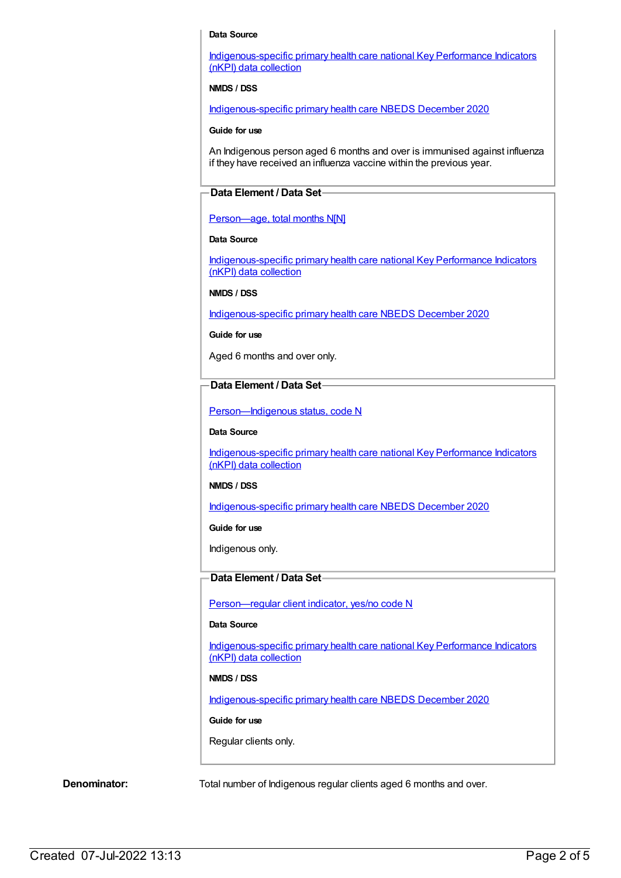**Data Source**

Indigenous-specific primary health care national Key Performance Indicators (nKPI) data collection

**NMDS / DSS**

Indigenous-specific primary health care NBEDS December 2020

**Guide for use**

An Indigenous person aged 6 months and over is immunised against influenza if they have received an influenza vaccine within the previous year.

**Data Element / Data Set**

Person—age, total months N[N]

**Data Source**

Indigenous-specific primary health care national Key Performance Indicators (nKPI) data collection

**NMDS / DSS**

Indigenous-specific primary health care NBEDS December 2020

**Guide for use**

Aged 6 months and over only.

**Data Element / Data Set**

Person—Indigenous status, code N

**Data Source**

Indigenous-specific primary health care national Key Performance Indicators (nKPI) data collection

**NMDS / DSS**

Indigenous-specific primary health care NBEDS December 2020

**Guide for use**

Indigenous only.

**Data Element / Data Set**

Person—regular client indicator, yes/no code N

**Data Source**

Indigenous-specific primary health care national Key Performance Indicators (nKPI) data collection

**NMDS / DSS**

Indigenous-specific primary health care NBEDS December 2020

**Guide for use**

Regular clients only.

**Denominator:** Total number of Indigenous regular clients aged 6 months and over.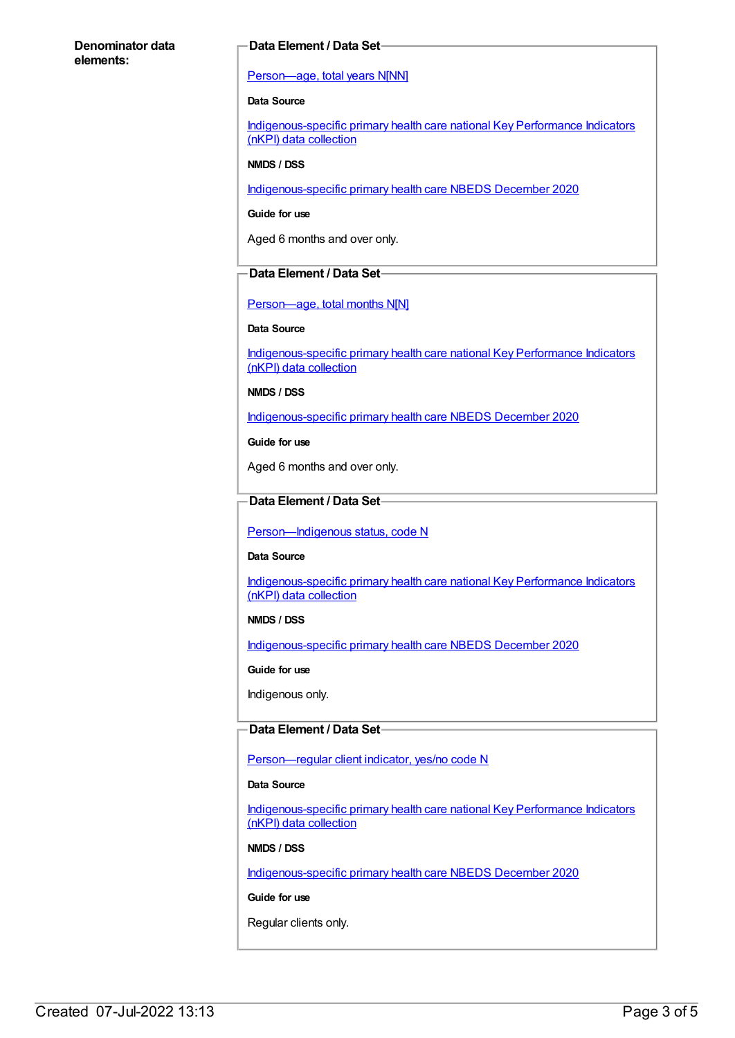**Denominator data elements:**

**Data Element / Data Set**

Person—age, total years N[NN]

**Data Source**

Indigenous-specific primary health care national Key Performance Indicators (nKPI) data collection

**NMDS / DSS**

Indigenous-specific primary health care NBEDS December 2020

**Guide for use**

Aged 6 months and over only.

**Data Element / Data Set**

Person—age, total months N[N]

**Data Source**

Indigenous-specific primary health care national Key Performance Indicators (nKPI) data collection

**NMDS / DSS**

Indigenous-specific primary health care NBEDS December 2020

**Guide for use**

Aged 6 months and over only.

**Data Element / Data Set**

Person—Indigenous status, code N

**Data Source**

Indigenous-specific primary health care national Key Performance Indicators (nKPI) data collection

**NMDS / DSS**

Indigenous-specific primary health care NBEDS December 2020

**Guide for use**

Indigenous only.

**Data Element / Data Set**

Person—regular client indicator, yes/no code N

**Data Source**

Indigenous-specific primary health care national Key Performance Indicators (nKPI) data collection

**NMDS / DSS**

Indigenous-specific primary health care NBEDS December 2020

**Guide for use**

Regular clients only.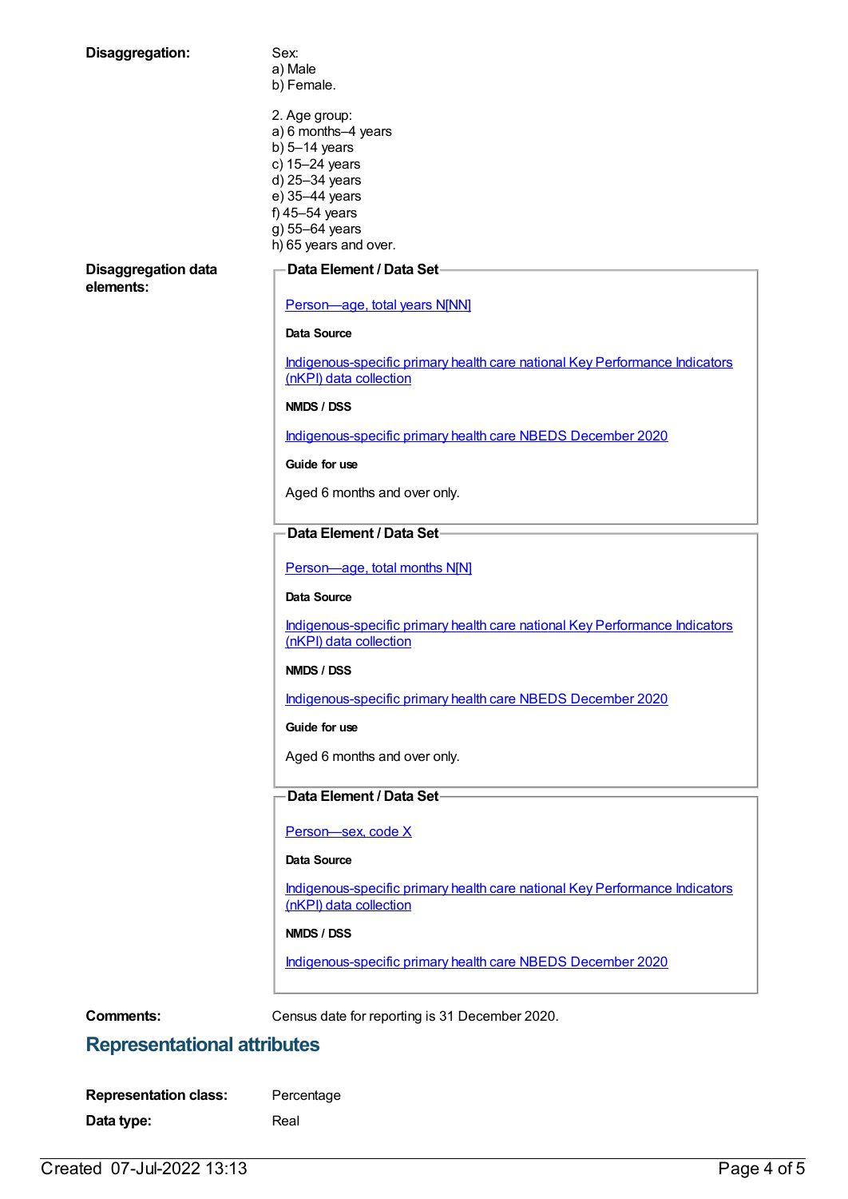**Disaggregation:**

Sex:
a) Male
b) Female.

2. Age group:
a) 6 months–4 years
b) 5–14 years
c) 15–24 years
d) 25–34 years
e) 35–44 years
f) 45–54 years
g) 55–64 years
h) 65 years and over.

**Disaggregation data elements:**

**Data Element / Data Set**

Person—age, total years N[NN]

**Data Source**

Indigenous-specific primary health care national Key Performance Indicators (nKPI) data collection

**NMDS / DSS**

Indigenous-specific primary health care NBEDS December 2020

**Guide for use**

Aged 6 months and over only.

**Data Element / Data Set**

Person—age, total months N[N]

**Data Source**

Indigenous-specific primary health care national Key Performance Indicators (nKPI) data collection

**NMDS / DSS**

Indigenous-specific primary health care NBEDS December 2020

**Guide for use**

Aged 6 months and over only.

**Data Element / Data Set**

Person—sex, code X

**Data Source**

Indigenous-specific primary health care national Key Performance Indicators (nKPI) data collection

**NMDS / DSS**

Indigenous-specific primary health care NBEDS December 2020

**Comments:** Census date for reporting is 31 December 2020.

## Representational attributes

**Representation class:** Percentage

**Data type:** Real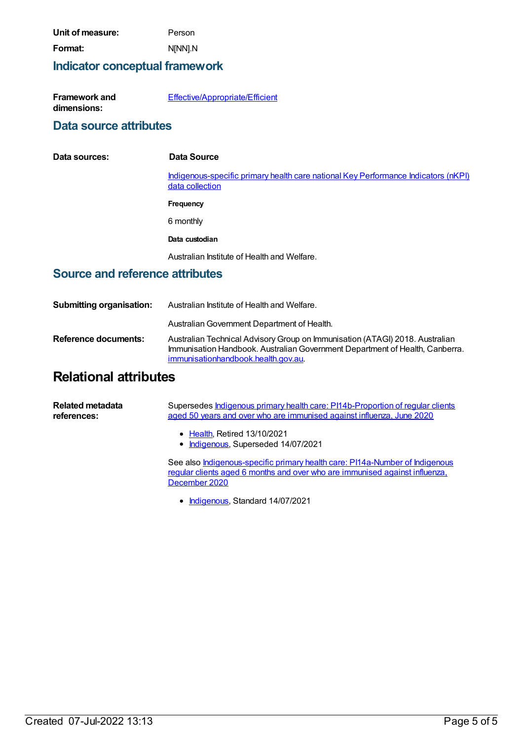**Unit of measure:** Person

**Format:** N[NN].N

## Indicator conceptual framework

**Framework and dimensions:** Effective/Appropriate/Efficient

## Data source attributes

**Data sources:**

**Data Source**

Indigenous-specific primary health care national Key Performance Indicators (nKPI) data collection

**Frequency**

6 monthly

**Data custodian**

Australian Institute of Health and Welfare.

## Source and reference attributes

**Submitting organisation:** Australian Institute of Health and Welfare.

Australian Government Department of Health.

**Reference documents:** Australian Technical Advisory Group on Immunisation (ATAGI) 2018. Australian Immunisation Handbook. Australian Government Department of Health, Canberra. immunisationhandbook.health.gov.au.

# Relational attributes

**Related metadata references:**

Supersedes Indigenous primary health care: PI14b-Proportion of regular clients aged 50 years and over who are immunised against influenza, June 2020

- Health, Retired 13/10/2021
- Indigenous, Superseded 14/07/2021

See also Indigenous-specific primary health care: PI14a-Number of Indigenous regular clients aged 6 months and over who are immunised against influenza, December 2020

- Indigenous, Standard 14/07/2021